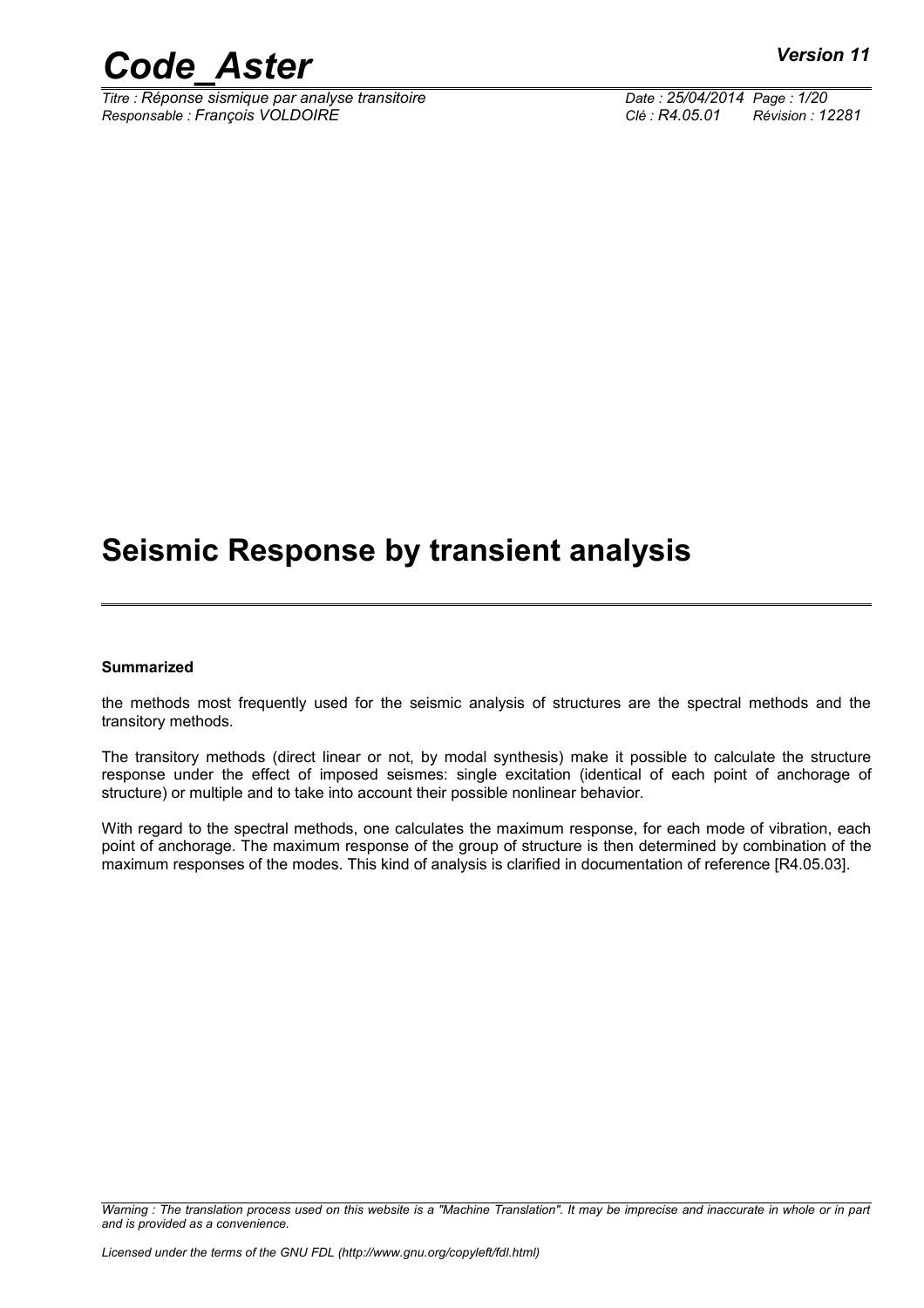# Seismic Response by transient analysis

**Summarized**

the methods most frequently used for the seismic analysis of structures are the spectral methods and the transitory methods.

The transitory methods (direct linear or not, by modal synthesis) make it possible to calculate the structure response under the effect of imposed seismes: single excitation (identical of each point of anchorage of structure) or multiple and to take into account their possible nonlinear behavior.

With regard to the spectral methods, one calculates the maximum response, for each mode of vibration, each point of anchorage. The maximum response of the group of structure is then determined by combination of the maximum responses of the modes. This kind of analysis is clarified in documentation of reference [R4.05.03].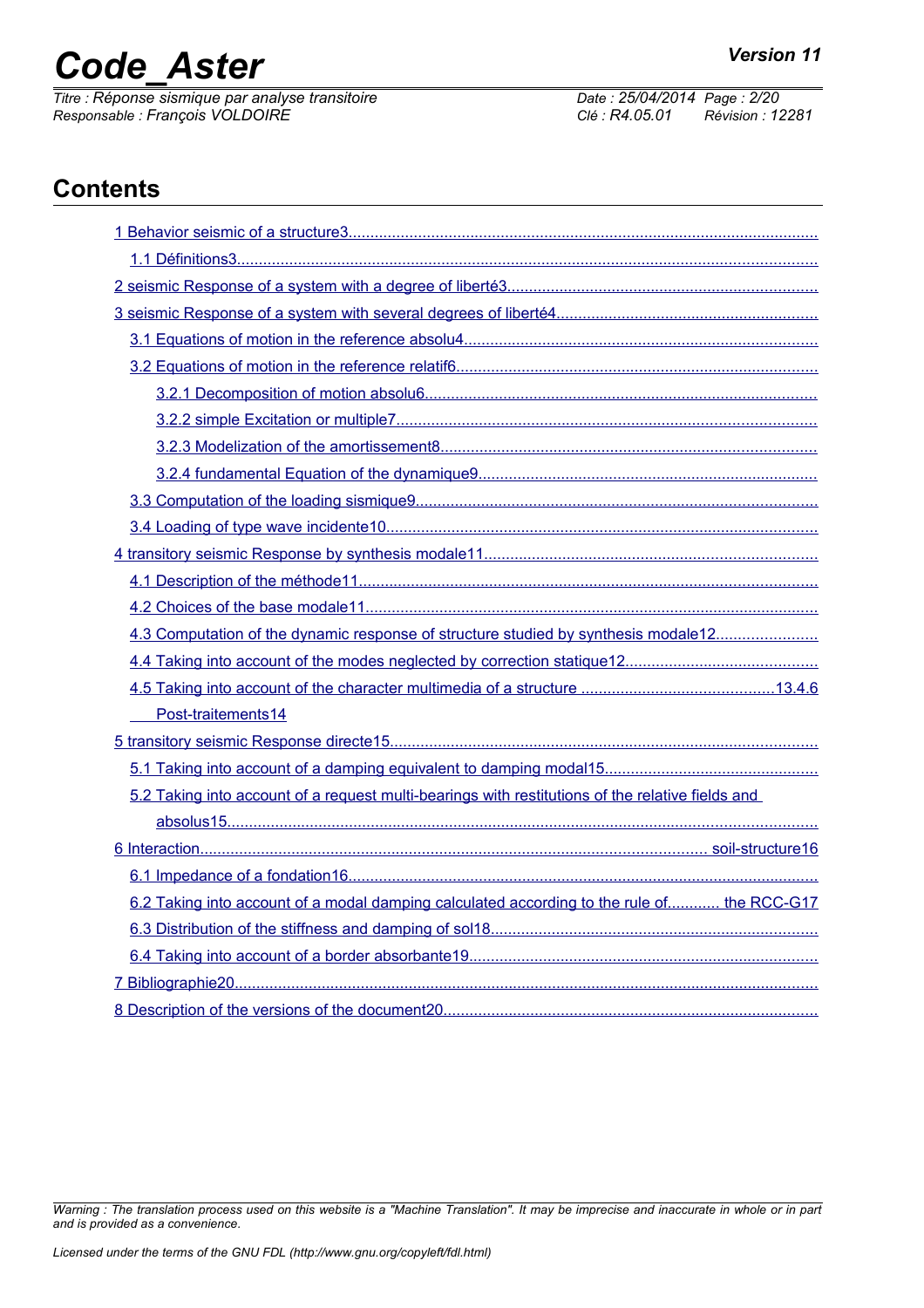## Contents

1 Behavior seismic of a structure3

- 1.1 Définitions3

2 seismic Response of a system with a degree of liberté3

3 seismic Response of a system with several degrees of liberté4

- 3.1 Equations of motion in the reference absolu4
- 3.2 Equations of motion in the reference relatif6
  - 3.2.1 Decomposition of motion absolu6
  - 3.2.2 simple Excitation or multiple7
  - 3.2.3 Modelization of the amortissement8
  - 3.2.4 fundamental Equation of the dynamique9
- 3.3 Computation of the loading sismique9
- 3.4 Loading of type wave incidente10

4 transitory seismic Response by synthesis modale11

- 4.1 Description of the méthode11
- 4.2 Choices of the base modale11
- 4.3 Computation of the dynamic response of structure studied by synthesis modale12
- 4.4 Taking into account of the modes neglected by correction statique12
- 4.5 Taking into account of the character multimedia of a structure 13
- 4.6 Post-traitements14

5 transitory seismic Response directe15

- 5.1 Taking into account of a damping equivalent to damping modal15
- 5.2 Taking into account of a request multi-bearings with restitutions of the relative fields and absolus15

6 Interaction soil-structure16

- 6.1 Impedance of a fondation16
- 6.2 Taking into account of a modal damping calculated according to the rule of the RCC-G17
- 6.3 Distribution of the stiffness and damping of sol18
- 6.4 Taking into account of a border absorbante19

7 Bibliographie20

8 Description of the versions of the document20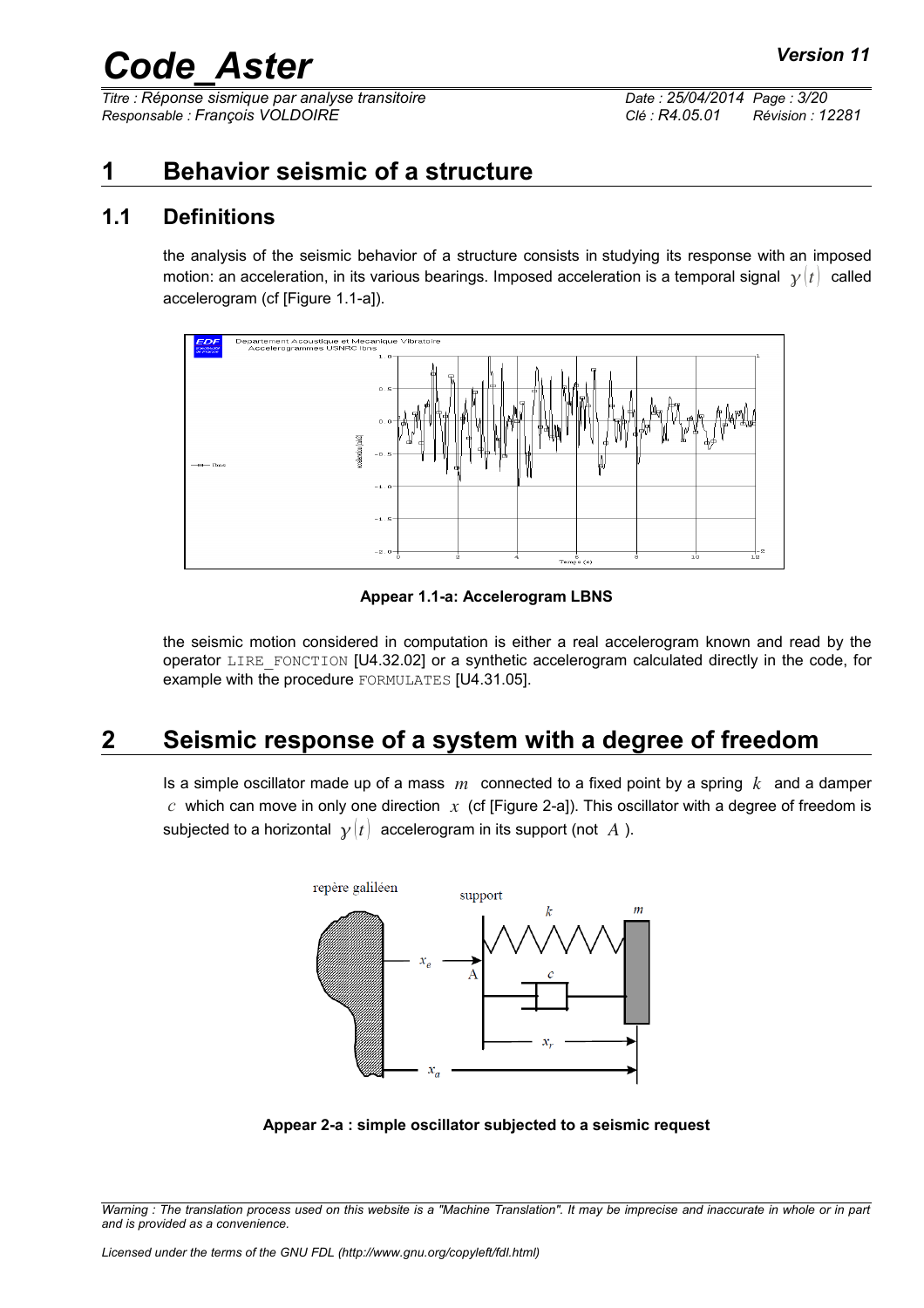# 1 Behavior seismic of a structure

## 1.1 Definitions

the analysis of the seismic behavior of a structure consists in studying its response with an imposed motion: an acceleration, in its various bearings. Imposed acceleration is a temporal signal $\gamma(t)$ called accelerogram (cf [Figure 1.1-a]).

**Appear 1.1-a: Accelerogram LBNS**

the seismic motion considered in computation is either a real accelerogram known and read by the operator `LIRE_FONCTION` [U4.32.02] or a synthetic accelerogram calculated directly in the code, for example with the procedure `FORMULATES` [U4.31.05].

# 2 Seismic response of a system with a degree of freedom

Is a simple oscillator made up of a mass $m$ connected to a fixed point by a spring $k$ and a damper $c$ which can move in only one direction $x$ (cf [Figure 2-a]). This oscillator with a degree of freedom is subjected to a horizontal $\gamma(t)$ accelerogram in its support (not $A$ ).

**Appear 2-a : simple oscillator subjected to a seismic request**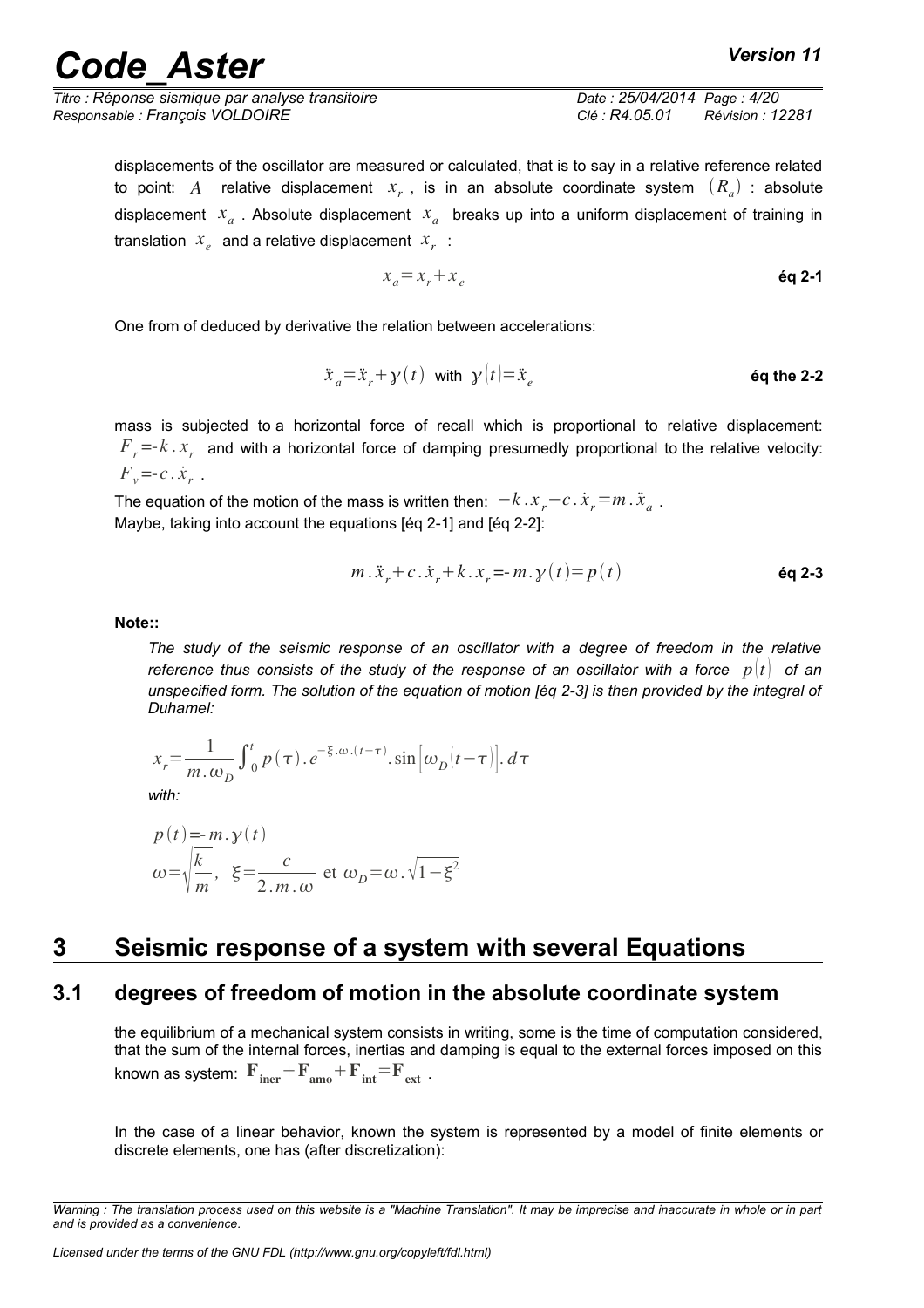displacements of the oscillator are measured or calculated, that is to say in a relative reference related to point: $A$ relative displacement $x_r$, is in an absolute coordinate system $(R_a)$ : absolute displacement $x_a$. Absolute displacement $x_a$ breaks up into a uniform displacement of training in translation $x_e$ and a relative displacement $x_r$ :

$$x_a = x_r + x_e \qquad \textbf{éq 2-1}$$

One from of deduced by derivative the relation between accelerations:

$$\ddot{x}_a = \ddot{x}_r + \gamma(t) \text{ with } \gamma(t) = \ddot{x}_e \qquad \textbf{éq the 2-2}$$

mass is subjected to a horizontal force of recall which is proportional to relative displacement: $F_r = -k \,.\, x_r$ and with a horizontal force of damping presumedly proportional to the relative velocity: $F_v = -c \,.\, \dot{x}_r$.

The equation of the motion of the mass is written then: $-k \,.\, x_r - c \,.\, \dot{x}_r = m \,.\, \ddot{x}_a$.
Maybe, taking into account the equations [éq 2-1] and [éq 2-2]:

$$m \,.\, \ddot{x}_r + c \,.\, \dot{x}_r + k \,.\, x_r = -m \,.\, \gamma(t) = p(t) \qquad \textbf{éq 2-3}$$

**Note::**

*The study of the seismic response of an oscillator with a degree of freedom in the relative reference thus consists of the study of the response of an oscillator with a force $p(t)$ of an unspecified form. The solution of the equation of motion [éq 2-3] is then provided by the integral of Duhamel:*

$$x_r = \frac{1}{m \,.\, \omega_D} \int_0^t p(\tau) \,.\, e^{-\xi \,.\, \omega \,.\, (t-\tau)} \,.\, \sin\left[\omega_D (t-\tau)\right] . \, d\tau$$

*with:*

$$p(t) = -m \,.\, \gamma(t)$$

$$\omega = \sqrt{\frac{k}{m}}, \quad \xi = \frac{c}{2 \,.\, m \,.\, \omega} \text{ et } \omega_D = \omega \,.\, \sqrt{1 - \xi^2}$$

# 3 Seismic response of a system with several Equations

## 3.1 degrees of freedom of motion in the absolute coordinate system

the equilibrium of a mechanical system consists in writing, some is the time of computation considered, that the sum of the internal forces, inertias and damping is equal to the external forces imposed on this known as system: $\mathbf{F}_{\mathbf{iner}} + \mathbf{F}_{\mathbf{amo}} + \mathbf{F}_{\mathbf{int}} = \mathbf{F}_{\mathbf{ext}}$.

In the case of a linear behavior, known the system is represented by a model of finite elements or discrete elements, one has (after discretization):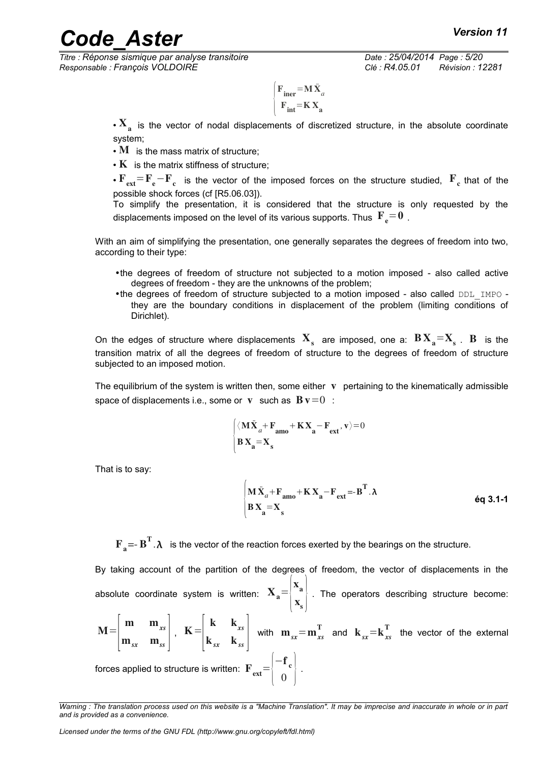$$\begin{cases} \mathbf{F_{iner}} = \mathbf{M}\ddot{\mathbf{X}}_a \\ \mathbf{F_{int}} = \mathbf{K}\,\mathbf{X_a} \end{cases}$$

- $\mathbf{X_a}$ is the vector of nodal displacements of discretized structure, in the absolute coordinate system;
- $\mathbf{M}$ is the mass matrix of structure;
- $\mathbf{K}$ is the matrix stiffness of structure;
- $\mathbf{F_{ext}} = \mathbf{F_e} - \mathbf{F_c}$ is the vector of the imposed forces on the structure studied, $\mathbf{F_c}$ that of the possible shock forces (cf [R5.06.03]).

  To simplify the presentation, it is considered that the structure is only requested by the displacements imposed on the level of its various supports. Thus $\mathbf{F_e} = \mathbf{0}$ .

With an aim of simplifying the presentation, one generally separates the degrees of freedom into two, according to their type:

- the degrees of freedom of structure not subjected to a motion imposed - also called active degrees of freedom - they are the unknowns of the problem;
- the degrees of freedom of structure subjected to a motion imposed - also called DDL_IMPO - they are the boundary conditions in displacement of the problem (limiting conditions of Dirichlet).

On the edges of structure where displacements $\mathbf{X_s}$ are imposed, one a: $\mathbf{B}\,\mathbf{X_a} = \mathbf{X_s}$ . $\mathbf{B}$ is the transition matrix of all the degrees of freedom of structure to the degrees of freedom of structure subjected to an imposed motion.

The equilibrium of the system is written then, some either $\mathbf{v}$ pertaining to the kinematically admissible space of displacements i.e., some or $\mathbf{v}$ such as $\mathbf{B}\,\mathbf{v} = 0$ :

$$\begin{cases} \langle \mathbf{M}\ddot{\mathbf{X}}_a + \mathbf{F_{amo}} + \mathbf{K}\,\mathbf{X_a} - \mathbf{F_{ext}}, \mathbf{v} \rangle = 0 \\ \mathbf{B}\,\mathbf{X_a} = \mathbf{X_s} \end{cases}$$

That is to say:

$$\begin{cases} \mathbf{M}\ddot{\mathbf{X}}_a + \mathbf{F_{amo}} + \mathbf{K}\,\mathbf{X_a} - \mathbf{F_{ext}} = -\mathbf{B^T}.\boldsymbol{\lambda} \\ \mathbf{B}\,\mathbf{X_a} = \mathbf{X_s} \end{cases} \quad \text{éq 3.1-1}$$

$\mathbf{F_a} = -\mathbf{B^T}.\boldsymbol{\lambda}$ is the vector of the reaction forces exerted by the bearings on the structure.

By taking account of the partition of the degrees of freedom, the vector of displacements in the absolute coordinate system is written: $\mathbf{X_a} = \begin{Bmatrix} \mathbf{x_a} \\ \mathbf{x_s} \end{Bmatrix}$ . The operators describing structure become: $\mathbf{M} = \begin{bmatrix} \mathbf{m} & \mathbf{m}_{xs} \\ \mathbf{m}_{sx} & \mathbf{m}_{ss} \end{bmatrix}$ , $\mathbf{K} = \begin{bmatrix} \mathbf{k} & \mathbf{k}_{xs} \\ \mathbf{k}_{sx} & \mathbf{k}_{ss} \end{bmatrix}$ with $\mathbf{m}_{sx} = \mathbf{m}_{xs}^{\mathbf{T}}$ and $\mathbf{k}_{sx} = \mathbf{k}_{xs}^{\mathbf{T}}$ the vector of the external forces applied to structure is written: $\mathbf{F_{ext}} = \begin{Bmatrix} -\mathbf{f_c} \\ 0 \end{Bmatrix}$ .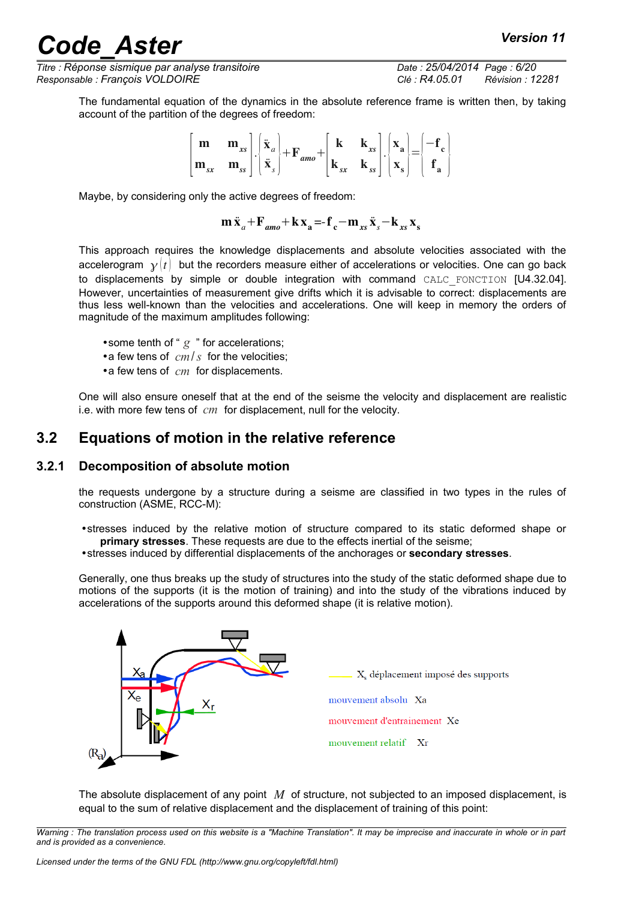The fundamental equation of the dynamics in the absolute reference frame is written then, by taking account of the partition of the degrees of freedom:

$$\begin{bmatrix} \mathbf{m} & \mathbf{m}_{xs} \\ \mathbf{m}_{sx} & \mathbf{m}_{ss} \end{bmatrix} \cdot \begin{Bmatrix} \ddot{\mathbf{x}}_a \\ \ddot{\mathbf{x}}_s \end{Bmatrix} + \mathbf{F}_{amo} + \begin{bmatrix} \mathbf{k} & \mathbf{k}_{xs} \\ \mathbf{k}_{sx} & \mathbf{k}_{ss} \end{bmatrix} \cdot \begin{Bmatrix} \mathbf{x}_\mathbf{a} \\ \mathbf{x}_\mathbf{s} \end{Bmatrix} = \begin{Bmatrix} -\mathbf{f}_\mathbf{c} \\ \mathbf{f}_\mathbf{a} \end{Bmatrix}$$

Maybe, by considering only the active degrees of freedom:

$$\mathbf{m}\,\ddot{\mathbf{x}}_a + \mathbf{F}_{amo} + \mathbf{k}\,\mathbf{x}_\mathbf{a} = -\mathbf{f}_\mathbf{c} - \mathbf{m}_{xs}\,\ddot{\mathbf{x}}_s - \mathbf{k}_{xs}\,\mathbf{x}_\mathbf{s}$$

This approach requires the knowledge displacements and absolute velocities associated with the accelerogram $\gamma(t)$ but the recorders measure either of accelerations or velocities. One can go back to displacements by simple or double integration with command CALC_FONCTION [U4.32.04]. However, uncertainties of measurement give drifts which it is advisable to correct: displacements are thus less well-known than the velocities and accelerations. One will keep in memory the orders of magnitude of the maximum amplitudes following:

- some tenth of " $g$ " for accelerations;
- a few tens of $cm/s$ for the velocities;
- a few tens of $cm$ for displacements.

One will also ensure oneself that at the end of the seisme the velocity and displacement are realistic i.e. with more few tens of $cm$ for displacement, null for the velocity.

## 3.2 Equations of motion in the relative reference

### 3.2.1 Decomposition of absolute motion

the requests undergone by a structure during a seisme are classified in two types in the rules of construction (ASME, RCC-M):

- stresses induced by the relative motion of structure compared to its static deformed shape or **primary stresses**. These requests are due to the effects inertial of the seisme;
- stresses induced by differential displacements of the anchorages or **secondary stresses**.

Generally, one thus breaks up the study of structures into the study of the static deformed shape due to motions of the supports (it is the motion of training) and into the study of the vibrations induced by accelerations of the supports around this deformed shape (it is relative motion).

Xa

Xe

Xr

(Ra)

$X_s$ déplacement imposé des supports

mouvement absolu Xa

mouvement d'entrainement Xe

mouvement relatif Xr

The absolute displacement of any point $M$ of structure, not subjected to an imposed displacement, is equal to the sum of relative displacement and the displacement of training of this point: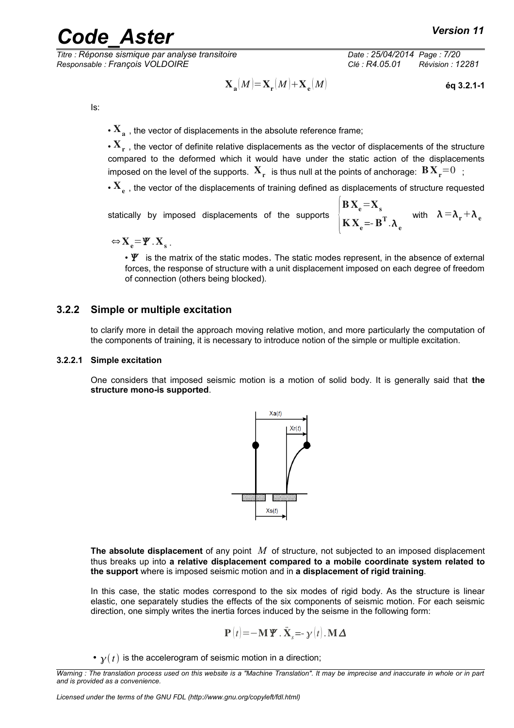$$\mathbf{X_a}(M) = \mathbf{X_r}(M) + \mathbf{X_e}(M) \qquad \text{éq 3.2.1-1}$$

Is:

- $\mathbf{X_a}$ , the vector of displacements in the absolute reference frame;
- $\mathbf{X_r}$ , the vector of definite relative displacements as the vector of displacements of the structure compared to the deformed which it would have under the static action of the displacements imposed on the level of the supports. $\mathbf{X_r}$ is thus null at the points of anchorage: $\mathbf{B}\,\mathbf{X_r} = 0$ ;
- $\mathbf{X_e}$ , the vector of the displacements of training defined as displacements of structure requested statically by imposed displacements of the supports $\begin{cases} \mathbf{B}\,\mathbf{X_e} = \mathbf{X_s} \\ \mathbf{K}\,\mathbf{X_e} = -\mathbf{B^T}.\boldsymbol{\lambda_e} \end{cases}$ with $\boldsymbol{\lambda} = \boldsymbol{\lambda_r} + \boldsymbol{\lambda_e}$

$\Leftrightarrow \mathbf{X_e} = \boldsymbol{\Psi}.\mathbf{X_s}$ .

- $\boldsymbol{\Psi}$ is the matrix of the static modes. The static modes represent, in the absence of external forces, the response of structure with a unit displacement imposed on each degree of freedom of connection (others being blocked).

### 3.2.2 Simple or multiple excitation

to clarify more in detail the approach moving relative motion, and more particularly the computation of the components of training, it is necessary to introduce notion of the simple or multiple excitation.

#### 3.2.2.1 Simple excitation

One considers that imposed seismic motion is a motion of solid body. It is generally said that **the structure mono-is supported**.

**The absolute displacement** of any point $M$ of structure, not subjected to an imposed displacement thus breaks up into **a relative displacement compared to a mobile coordinate system related to the support** where is imposed seismic motion and in **a displacement of rigid training**.

In this case, the static modes correspond to the six modes of rigid body. As the structure is linear elastic, one separately studies the effects of the six components of seismic motion. For each seismic direction, one simply writes the inertia forces induced by the seisme in the following form:

$$\mathbf{P}(t) = -\mathbf{M}\boldsymbol{\Psi}.\ddot{\mathbf{X}}_s = -\gamma(t).\mathbf{M}\boldsymbol{\Delta}$$

- $\gamma(t)$ is the accelerogram of seismic motion in a direction;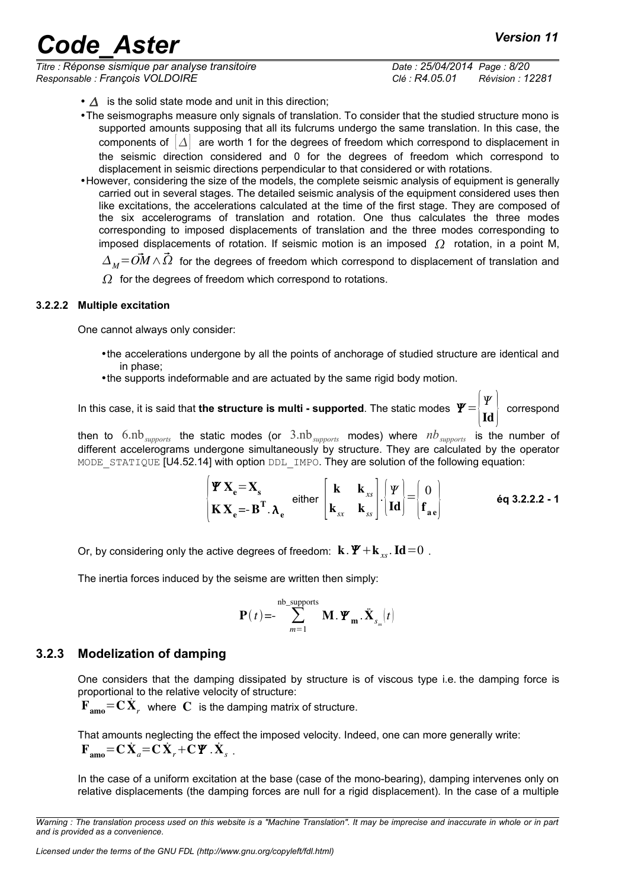- $\Delta$ is the solid state mode and unit in this direction;
- The seismographs measure only signals of translation. To consider that the studied structure mono is supported amounts supposing that all its fulcrums undergo the same translation. In this case, the components of $[\Delta]$ are worth 1 for the degrees of freedom which correspond to displacement in the seismic direction considered and 0 for the degrees of freedom which correspond to displacement in seismic directions perpendicular to that considered or with rotations.
- However, considering the size of the models, the complete seismic analysis of equipment is generally carried out in several stages. The detailed seismic analysis of the equipment considered uses then like excitations, the accelerations calculated at the time of the first stage. They are composed of the six accelerograms of translation and rotation. One thus calculates the three modes corresponding to imposed displacements of translation and the three modes corresponding to imposed displacements of rotation. If seismic motion is an imposed $\Omega$ rotation, in a point M, $\Delta_M = \vec{OM} \wedge \vec{\Omega}$ for the degrees of freedom which correspond to displacement of translation and $\Omega$ for the degrees of freedom which correspond to rotations.

#### 3.2.2.2 Multiple excitation

One cannot always only consider:

- the accelerations undergone by all the points of anchorage of studied structure are identical and in phase;
- the supports indeformable and are actuated by the same rigid body motion.

In this case, it is said that **the structure is multi - supported**. The static modes $\mathbf{\Psi} = \begin{Bmatrix} \Psi \\ \mathbf{Id} \end{Bmatrix}$ correspond then to $6.\text{nb}_{supports}$ the static modes (or $3.\text{nb}_{supports}$ modes) where $nb_{supports}$ is the number of different accelerograms undergone simultaneously by structure. They are calculated by the operator MODE_STATIQUE [U4.52.14] with option DDL_IMPO. They are solution of the following equation:

$$\begin{cases} \mathbf{\Psi}\,\mathbf{X_e} = \mathbf{X_s} \\ \mathbf{K}\,\mathbf{X_e} = -\mathbf{B^T}.\boldsymbol{\lambda}_\mathbf{e} \end{cases} \text{ either } \begin{bmatrix} \mathbf{k} & \mathbf{k}_{xs} \\ \mathbf{k}_{sx} & \mathbf{k}_{ss} \end{bmatrix} . \begin{Bmatrix} \Psi \\ \mathbf{Id} \end{Bmatrix} = \begin{Bmatrix} 0 \\ \mathbf{f_{ae}} \end{Bmatrix} \qquad \textbf{éq 3.2.2.2 - 1}$$

Or, by considering only the active degrees of freedom: $\mathbf{k}.\mathbf{\Psi} + \mathbf{k}_{xs}.\mathbf{Id} = 0$.

The inertia forces induced by the seisme are written then simply:

$$\mathbf{P}(t) = -\sum_{m=1}^{\text{nb\_supports}} \mathbf{M}.\mathbf{\Psi_m}.\ddot{\mathbf{X}}_{s_m}(t)$$

### 3.2.3 Modelization of damping

One considers that the damping dissipated by structure is of viscous type i.e. the damping force is proportional to the relative velocity of structure:

$\mathbf{F_{amo}} = \mathbf{C}\dot{\mathbf{X}}_r$ where $\mathbf{C}$ is the damping matrix of structure.

That amounts neglecting the effect the imposed velocity. Indeed, one can more generally write:
$\mathbf{F_{amo}} = \mathbf{C}\dot{\mathbf{X}}_a = \mathbf{C}\dot{\mathbf{X}}_r + \mathbf{C}\mathbf{\Psi}.\dot{\mathbf{X}}_s$.

In the case of a uniform excitation at the base (case of the mono-bearing), damping intervenes only on relative displacements (the damping forces are null for a rigid displacement). In the case of a multiple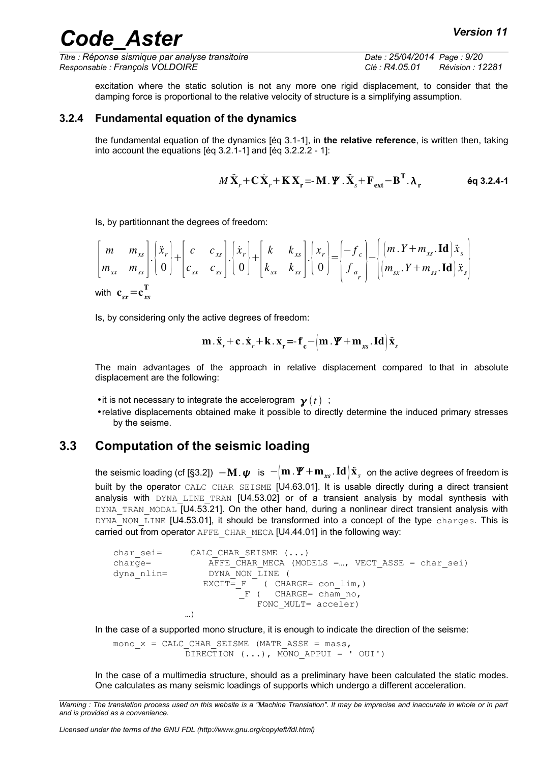excitation where the static solution is not any more one rigid displacement, to consider that the damping force is proportional to the relative velocity of structure is a simplifying assumption.

### 3.2.4 Fundamental equation of the dynamics

the fundamental equation of the dynamics [éq 3.1-1], in **the relative reference**, is written then, taking into account the equations [éq 3.2.1-1] and [éq 3.2.2.2 - 1]:

$$M\ddot{\mathbf{X}}_r+\mathbf{C}\dot{\mathbf{X}}_r+\mathbf{K}\mathbf{X}_\mathbf{r}=-\mathbf{M}.\boldsymbol{\Psi}.\ddot{\mathbf{X}}_s+\mathbf{F}_\mathbf{ext}-\mathbf{B}^\mathbf{T}.\boldsymbol{\lambda}_\mathbf{r} \qquad \textbf{éq 3.2.4-1}$$

Is, by partitionnant the degrees of freedom:

$$\begin{bmatrix} m & m_{xs} \\ m_{sx} & m_{ss} \end{bmatrix} . \begin{Bmatrix} \ddot{x}_r \\ 0 \end{Bmatrix} + \begin{bmatrix} c & c_{xs} \\ c_{sx} & c_{ss} \end{bmatrix} . \begin{Bmatrix} \dot{x}_r \\ 0 \end{Bmatrix} + \begin{bmatrix} k & k_{xs} \\ k_{sx} & k_{ss} \end{bmatrix} . \begin{Bmatrix} x_r \\ 0 \end{Bmatrix} = \begin{Bmatrix} -f_c \\ f_{a_r} \end{Bmatrix} - \begin{Bmatrix} \left(m.Y+m_{xs}.\mathbf{Id}\right)\ddot{x}_s \\ \left(m_{sx}.Y+m_{ss}.\mathbf{Id}\right)\ddot{x}_s \end{Bmatrix}$$

with $\mathbf{c}_{sx}=\mathbf{c}_{xs}^\mathbf{T}$

Is, by considering only the active degrees of freedom:

$$\mathbf{m}.\ddot{\mathbf{x}}_r+\mathbf{c}.\dot{\mathbf{x}}_r+\mathbf{k}.\mathbf{x}_\mathbf{r}=-\mathbf{f}_\mathbf{c}-\left(\mathbf{m}.\boldsymbol{\Psi}+\mathbf{m}_{xs}.\mathbf{Id}\right)\ddot{\mathbf{x}}_s$$

The main advantages of the approach in relative displacement compared to that in absolute displacement are the following:

- it is not necessary to integrate the accelerogram $\boldsymbol{\gamma}(t)$ ;
- relative displacements obtained make it possible to directly determine the induced primary stresses by the seisme.

## 3.3 Computation of the seismic loading

the seismic loading (cf [§3.2]) $-\mathbf{M}.\boldsymbol{\psi}$ is $-\left(\mathbf{m}.\boldsymbol{\Psi}+\mathbf{m}_{xs}.\mathbf{Id}\right)\ddot{\mathbf{x}}_s$ on the active degrees of freedom is built by the operator CALC_CHAR_SEISME [U4.63.01]. It is usable directly during a direct transient analysis with DYNA_LINE_TRAN [U4.53.02] or of a transient analysis by modal synthesis with DYNA_TRAN_MODAL [U4.53.21]. On the other hand, during a nonlinear direct transient analysis with DYNA_NON_LINE [U4.53.01], it should be transformed into a concept of the type charges. This is carried out from operator AFFE_CHAR_MECA [U4.44.01] in the following way:

```
char_sei=      CALC_CHAR_SEISME (...)
charge=           AFFE_CHAR_MECA (MODELS =…, VECT_ASSE = char_sei)
dyna_nlin=        DYNA_NON_LINE (
                EXCIT=_F   ( CHARGE= con_lim,)
                       _F (   CHARGE= cham_no,
                           FONC_MULT= acceler)
             …)
```

In the case of a supported mono structure, it is enough to indicate the direction of the seisme:

```
mono_x = CALC_CHAR_SEISME (MATR_ASSE = mass,
             DIRECTION (...), MONO_APPUI = ' OUI')
```

In the case of a multimedia structure, should as a preliminary have been calculated the static modes. One calculates as many seismic loadings of supports which undergo a different acceleration.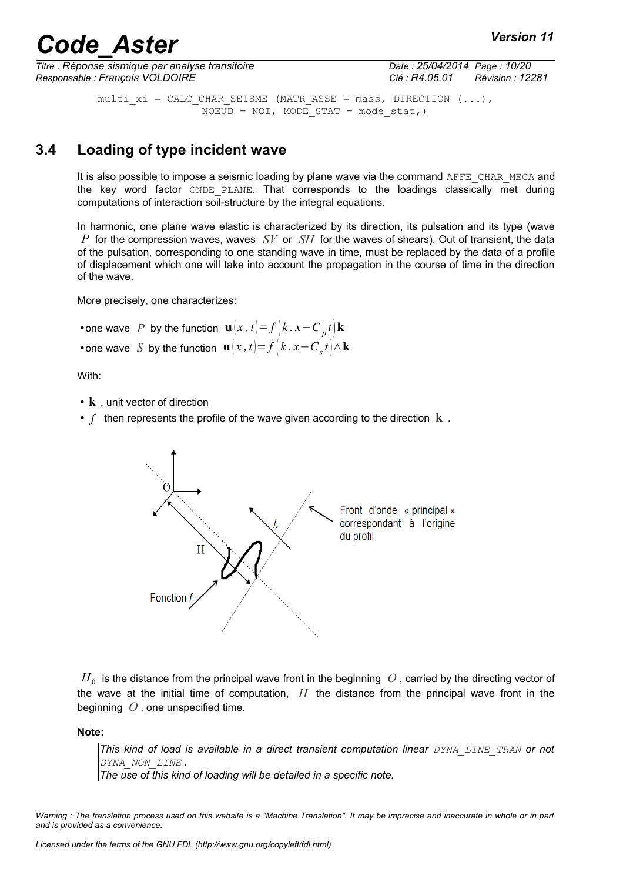```
multi_xi = CALC_CHAR_SEISME (MATR_ASSE = mass, DIRECTION (...),
                NOEUD = NOI, MODE_STAT = mode_stat,)
```

## 3.4 Loading of type incident wave

It is also possible to impose a seismic loading by plane wave via the command AFFE_CHAR_MECA and the key word factor ONDE_PLANE. That corresponds to the loadings classically met during computations of interaction soil-structure by the integral equations.

In harmonic, one plane wave elastic is characterized by its direction, its pulsation and its type (wave $P$ for the compression waves, waves $SV$ or $SH$ for the waves of shears). Out of transient, the data of the pulsation, corresponding to one standing wave in time, must be replaced by the data of a profile of displacement which one will take into account the propagation in the course of time in the direction of the wave.

More precisely, one characterizes:

- one wave $P$ by the function $\mathbf{u}(x,t)=f(k.x-C_p t)\mathbf{k}$
- one wave $S$ by the function $\mathbf{u}(x,t)=f(k.x-C_s t)\wedge\mathbf{k}$

With:

- $\mathbf{k}$ , unit vector of direction
- $f$ then represents the profile of the wave given according to the direction $\mathbf{k}$ .

$H_0$ is the distance from the principal wave front in the beginning $O$ , carried by the directing vector of the wave at the initial time of computation, $H$ the distance from the principal wave front in the beginning $O$ , one unspecified time.

**Note:**

*This kind of load is available in a direct transient computation linear DYNA_LINE_TRAN or not DYNA_NON_LINE.*
*The use of this kind of loading will be detailed in a specific note.*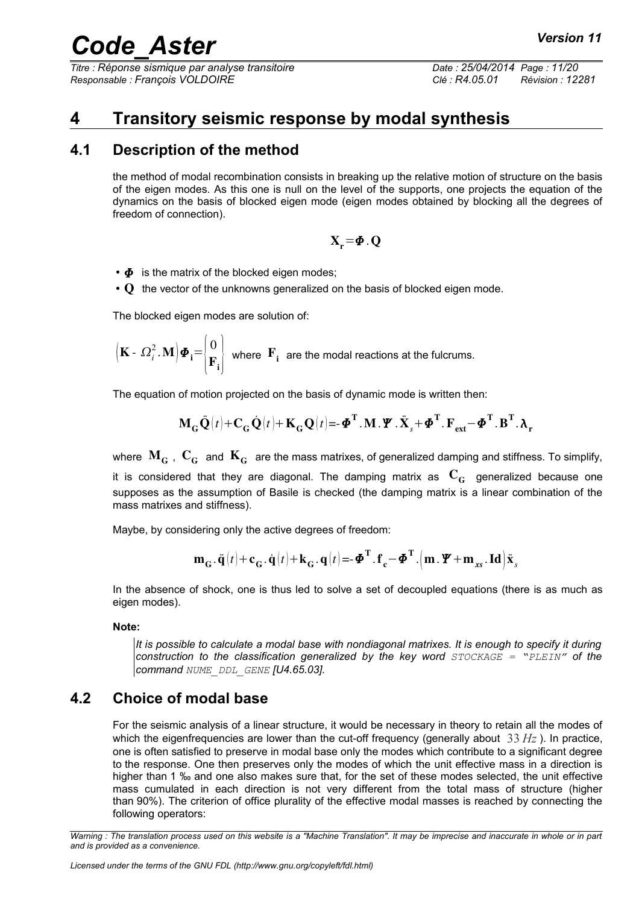# 4 Transitory seismic response by modal synthesis

## 4.1 Description of the method

the method of modal recombination consists in breaking up the relative motion of structure on the basis of the eigen modes. As this one is null on the level of the supports, one projects the equation of the dynamics on the basis of blocked eigen mode (eigen modes obtained by blocking all the degrees of freedom of connection).

$$\mathbf{X_r} = \boldsymbol{\Phi} . \mathbf{Q}$$

- $\boldsymbol{\Phi}$ is the matrix of the blocked eigen modes;
- $\mathbf{Q}$ the vector of the unknowns generalized on the basis of blocked eigen mode.

The blocked eigen modes are solution of:

$\left(\mathbf{K} - \Omega_i^2 . \mathbf{M}\right) \boldsymbol{\Phi}_\mathbf{i} = \begin{Bmatrix} 0 \\ \mathbf{F_i} \end{Bmatrix}$ where $\mathbf{F_i}$ are the modal reactions at the fulcrums.

The equation of motion projected on the basis of dynamic mode is written then:

$$\mathbf{M_G} \ddot{\mathbf{Q}}(t) + \mathbf{C_G} \dot{\mathbf{Q}}(t) + \mathbf{K_G} \mathbf{Q}(t) = - \boldsymbol{\Phi}^\mathbf{T} . \mathbf{M} . \boldsymbol{\Psi} . \ddot{\mathbf{X}}_s + \boldsymbol{\Phi}^\mathbf{T} . \mathbf{F_{ext}} - \boldsymbol{\Phi}^\mathbf{T} . \mathbf{B}^\mathbf{T} . \boldsymbol{\lambda}_\mathbf{r}$$

where $\mathbf{M_G}$, $\mathbf{C_G}$ and $\mathbf{K_G}$ are the mass matrixes, of generalized damping and stiffness. To simplify, it is considered that they are diagonal. The damping matrix as $\mathbf{C_G}$ generalized because one supposes as the assumption of Basile is checked (the damping matrix is a linear combination of the mass matrixes and stiffness).

Maybe, by considering only the active degrees of freedom:

$$\mathbf{m_G} . \ddot{\mathbf{q}}(t) + \mathbf{c_G} . \dot{\mathbf{q}}(t) + \mathbf{k_G} . \mathbf{q}(t) = - \boldsymbol{\Phi}^\mathbf{T} . \mathbf{f_c} - \boldsymbol{\Phi}^\mathbf{T} . \left(\mathbf{m} . \boldsymbol{\Psi} + \mathbf{m}_{xs} . \mathbf{Id}\right) \ddot{\mathbf{x}}_s$$

In the absence of shock, one is thus led to solve a set of decoupled equations (there is as much as eigen modes).

**Note:**

> *It is possible to calculate a modal base with nondiagonal matrixes. It is enough to specify it during construction to the classification generalized by the key word `STOCKAGE = "PLEIN"` of the command `NUME_DDL_GENE` [U4.65.03].*

## 4.2 Choice of modal base

For the seismic analysis of a linear structure, it would be necessary in theory to retain all the modes of which the eigenfrequencies are lower than the cut-off frequency (generally about $33\,Hz$). In practice, one is often satisfied to preserve in modal base only the modes which contribute to a significant degree to the response. One then preserves only the modes of which the unit effective mass in a direction is higher than 1 ‰ and one also makes sure that, for the set of these modes selected, the unit effective mass cumulated in each direction is not very different from the total mass of structure (higher than 90%). The criterion of office plurality of the effective modal masses is reached by connecting the following operators: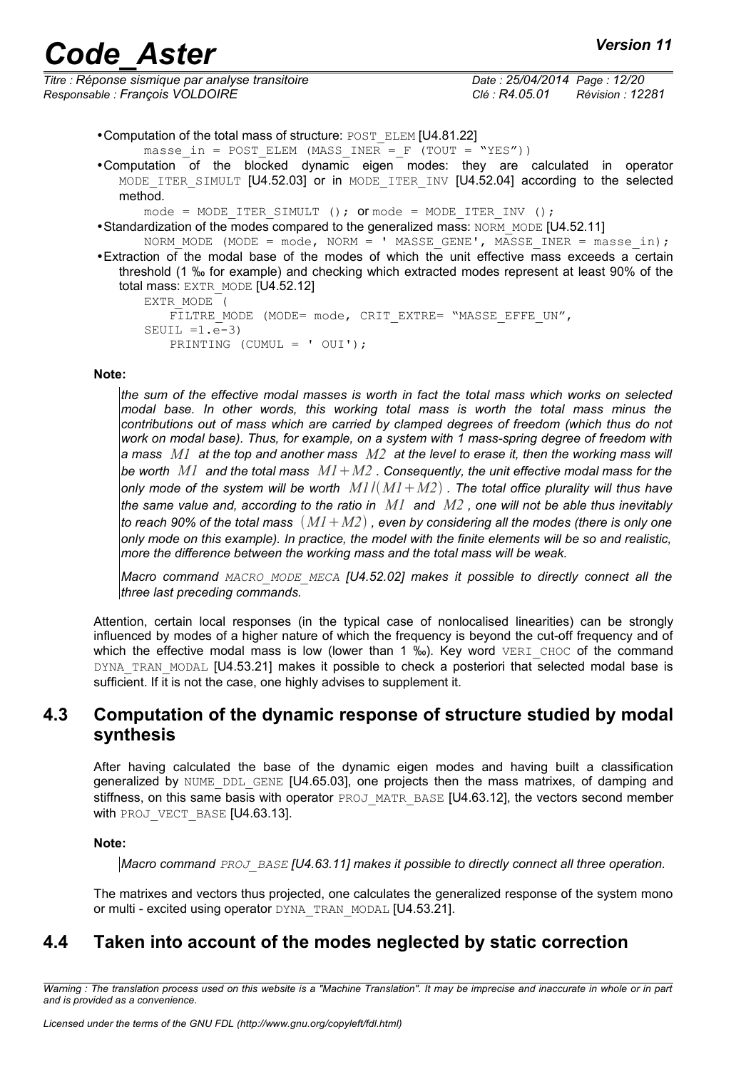- Computation of the total mass of structure: POST_ELEM [U4.81.22]

```
masse_in = POST_ELEM (MASS_INER =_F (TOUT = "YES"))
```

- Computation of the blocked dynamic eigen modes: they are calculated in operator MODE_ITER_SIMULT [U4.52.03] or in MODE_ITER_INV [U4.52.04] according to the selected method.

```
mode = MODE_ITER_SIMULT (); or mode = MODE_ITER_INV ();
```

- Standardization of the modes compared to the generalized mass: NORM_MODE [U4.52.11]

```
NORM_MODE (MODE = mode, NORM = ' MASSE_GENE', MASSE_INER = masse_in);
```

- Extraction of the modal base of the modes of which the unit effective mass exceeds a certain threshold (1 ‰ for example) and checking which extracted modes represent at least 90% of the total mass: EXTR_MODE [U4.52.12]

```
EXTR_MODE (
    FILTRE_MODE (MODE= mode, CRIT_EXTRE= "MASSE_EFFE_UN",
SEUIL =1.e-3)
    PRINTING (CUMUL = ' OUI');
```

**Note:**

*the sum of the effective modal masses is worth in fact the total mass which works on selected modal base. In other words, this working total mass is worth the total mass minus the contributions out of mass which are carried by clamped degrees of freedom (which thus do not work on modal base). Thus, for example, on a system with 1 mass-spring degree of freedom with a mass $M1$ at the top and another mass $M2$ at the level to erase it, then the working mass will be worth $M1$ and the total mass $M1+M2$. Consequently, the unit effective modal mass for the only mode of the system will be worth $M1/(M1+M2)$. The total office plurality will thus have the same value and, according to the ratio in $M1$ and $M2$, one will not be able thus inevitably to reach 90% of the total mass $(M1+M2)$, even by considering all the modes (there is only one only mode on this example). In practice, the model with the finite elements will be so and realistic, more the difference between the working mass and the total mass will be weak.*

*Macro command MACRO_MODE_MECA [U4.52.02] makes it possible to directly connect all the three last preceding commands.*

Attention, certain local responses (in the typical case of nonlocalised linearities) can be strongly influenced by modes of a higher nature of which the frequency is beyond the cut-off frequency and of which the effective modal mass is low (lower than 1 ‰). Key word VERI_CHOC of the command DYNA_TRAN_MODAL [U4.53.21] makes it possible to check a posteriori that selected modal base is sufficient. If it is not the case, one highly advises to supplement it.

## 4.3 Computation of the dynamic response of structure studied by modal synthesis

After having calculated the base of the dynamic eigen modes and having built a classification generalized by NUME_DDL_GENE [U4.65.03], one projects then the mass matrixes, of damping and stiffness, on this same basis with operator PROJ_MATR_BASE [U4.63.12], the vectors second member with PROJ_VECT_BASE [U4.63.13].

**Note:**

*Macro command PROJ_BASE [U4.63.11] makes it possible to directly connect all three operation.*

The matrixes and vectors thus projected, one calculates the generalized response of the system mono or multi - excited using operator DYNA_TRAN_MODAL [U4.53.21].

## 4.4 Taken into account of the modes neglected by static correction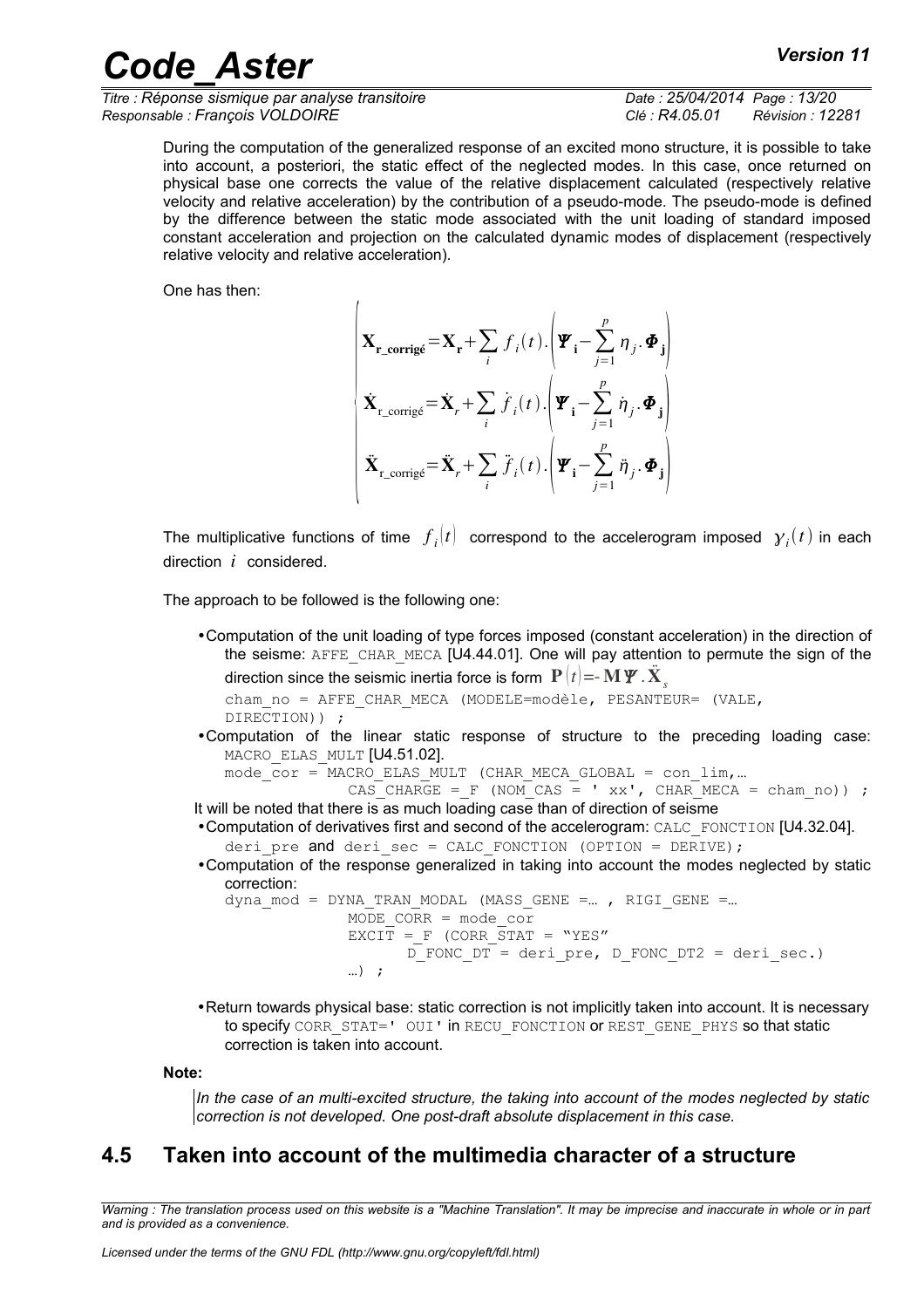During the computation of the generalized response of an excited mono structure, it is possible to take into account, a posteriori, the static effect of the neglected modes. In this case, once returned on physical base one corrects the value of the relative displacement calculated (respectively relative velocity and relative acceleration) by the contribution of a pseudo-mode. The pseudo-mode is defined by the difference between the static mode associated with the unit loading of standard imposed constant acceleration and projection on the calculated dynamic modes of displacement (respectively relative velocity and relative acceleration).

One has then:

$$\begin{cases} \mathbf{X}_{\mathbf{r\_corrig\acute{e}}} = \mathbf{X}_{\mathbf{r}} + \sum_i f_i(t).\left(\boldsymbol{\Psi}_{\mathbf{i}} - \sum_{j=1}^{p} \eta_j.\boldsymbol{\Phi}_{\mathbf{j}}\right) \\ \dot{\mathbf{X}}_{\mathrm{r\_corrig\acute{e}}} = \dot{\mathbf{X}}_r + \sum_i \dot{f}_i(t).\left(\boldsymbol{\Psi}_{\mathbf{i}} - \sum_{j=1}^{p} \dot{\eta}_j.\boldsymbol{\Phi}_{\mathbf{j}}\right) \\ \ddot{\mathbf{X}}_{\mathrm{r\_corrig\acute{e}}} = \ddot{\mathbf{X}}_r + \sum_i \ddot{f}_i(t).\left(\boldsymbol{\Psi}_{\mathbf{i}} - \sum_{j=1}^{p} \ddot{\eta}_j.\boldsymbol{\Phi}_{\mathbf{j}}\right) \end{cases}$$

The multiplicative functions of time $f_i(t)$ correspond to the accelerogram imposed $\gamma_i(t)$ in each direction $i$ considered.

The approach to be followed is the following one:

- Computation of the unit loading of type forces imposed (constant acceleration) in the direction of the seisme: AFFE_CHAR_MECA [U4.44.01]. One will pay attention to permute the sign of the direction since the seismic inertia force is form $\mathbf{P}(t) = -\mathbf{M}\boldsymbol{\Psi}.\ddot{\mathbf{X}}_s$

```
cham_no = AFFE_CHAR_MECA (MODELE=modèle, PESANTEUR= (VALE,
DIRECTION)) ;
```

- Computation of the linear static response of structure to the preceding loading case: MACRO_ELAS_MULT [U4.51.02].

```
mode_cor = MACRO_ELAS_MULT (CHAR_MECA_GLOBAL = con_lim,…
              CAS_CHARGE =_F (NOM_CAS = ' xx', CHAR_MECA = cham_no)) ;
```

It will be noted that there is as much loading case than of direction of seisme

- Computation of derivatives first and second of the accelerogram: CALC_FONCTION [U4.32.04].

```
deri_pre and deri_sec = CALC_FONCTION (OPTION = DERIVE);
```

- Computation of the response generalized in taking into account the modes neglected by static correction:

```
dyna_mod = DYNA_TRAN_MODAL (MASS_GENE =… , RIGI_GENE =…
              MODE_CORR = mode_cor
              EXCIT =_F (CORR_STAT = "YES"
                    D_FONC_DT = deri_pre, D_FONC_DT2 = deri_sec.)
              …) ;
```

- Return towards physical base: static correction is not implicitly taken into account. It is necessary to specify CORR_STAT=' OUI' in RECU_FONCTION or REST_GENE_PHYS so that static correction is taken into account.

**Note:**

*In the case of an multi-excited structure, the taking into account of the modes neglected by static correction is not developed. One post-draft absolute displacement in this case.*

## 4.5 Taken into account of the multimedia character of a structure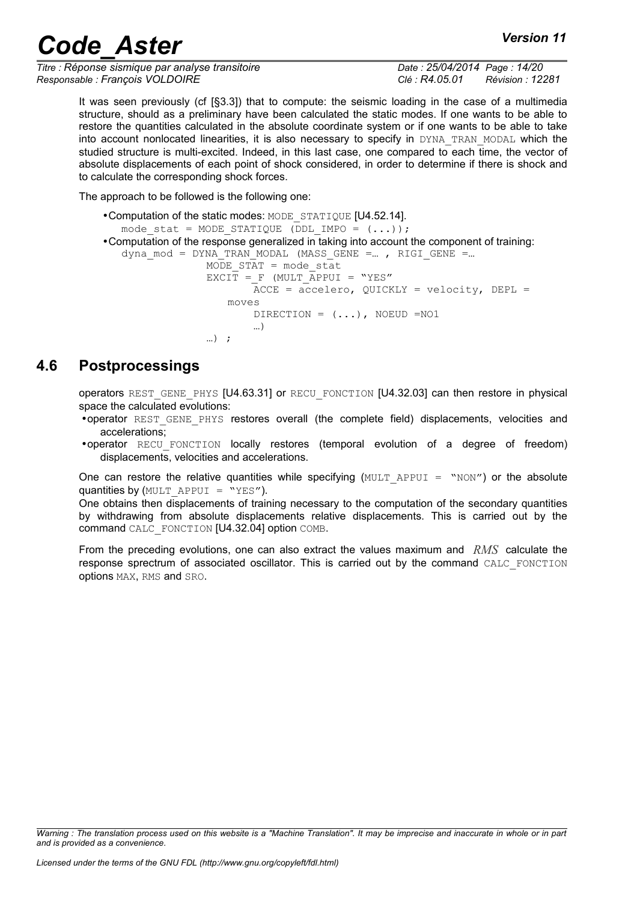It was seen previously (cf [§3.3]) that to compute: the seismic loading in the case of a multimedia structure, should as a preliminary have been calculated the static modes. If one wants to be able to restore the quantities calculated in the absolute coordinate system or if one wants to be able to take into account nonlocated linearities, it is also necessary to specify in DYNA_TRAN_MODAL which the studied structure is multi-excited. Indeed, in this last case, one compared to each time, the vector of absolute displacements of each point of shock considered, in order to determine if there is shock and to calculate the corresponding shock forces.

The approach to be followed is the following one:

- Computation of the static modes: MODE_STATIQUE [U4.52.14].

```
mode_stat = MODE_STATIQUE (DDL_IMPO = (...));
```

- Computation of the response generalized in taking into account the component of training:

```
dyna_mod = DYNA_TRAN_MODAL (MASS_GENE =… , RIGI_GENE =…
              MODE_STAT = mode_stat
              EXCIT =_F (MULT_APPUI = "YES"
                    ACCE = accelero, QUICKLY = velocity, DEPL =
                 moves
                    DIRECTION = (...), NOEUD =NO1
                    …)
              …) ;
```

## 4.6 Postprocessings

operators REST_GENE_PHYS [U4.63.31] or RECU_FONCTION [U4.32.03] can then restore in physical space the calculated evolutions:

- operator REST_GENE_PHYS restores overall (the complete field) displacements, velocities and accelerations;
- operator RECU_FONCTION locally restores (temporal evolution of a degree of freedom) displacements, velocities and accelerations.

One can restore the relative quantities while specifying (MULT_APPUI = "NON") or the absolute quantities by (MULT_APPUI = "YES").
One obtains then displacements of training necessary to the computation of the secondary quantities by withdrawing from absolute displacements relative displacements. This is carried out by the command CALC_FONCTION [U4.32.04] option COMB.

From the preceding evolutions, one can also extract the values maximum and $RMS$ calculate the response sprectrum of associated oscillator. This is carried out by the command CALC_FONCTION options MAX, RMS and SRO.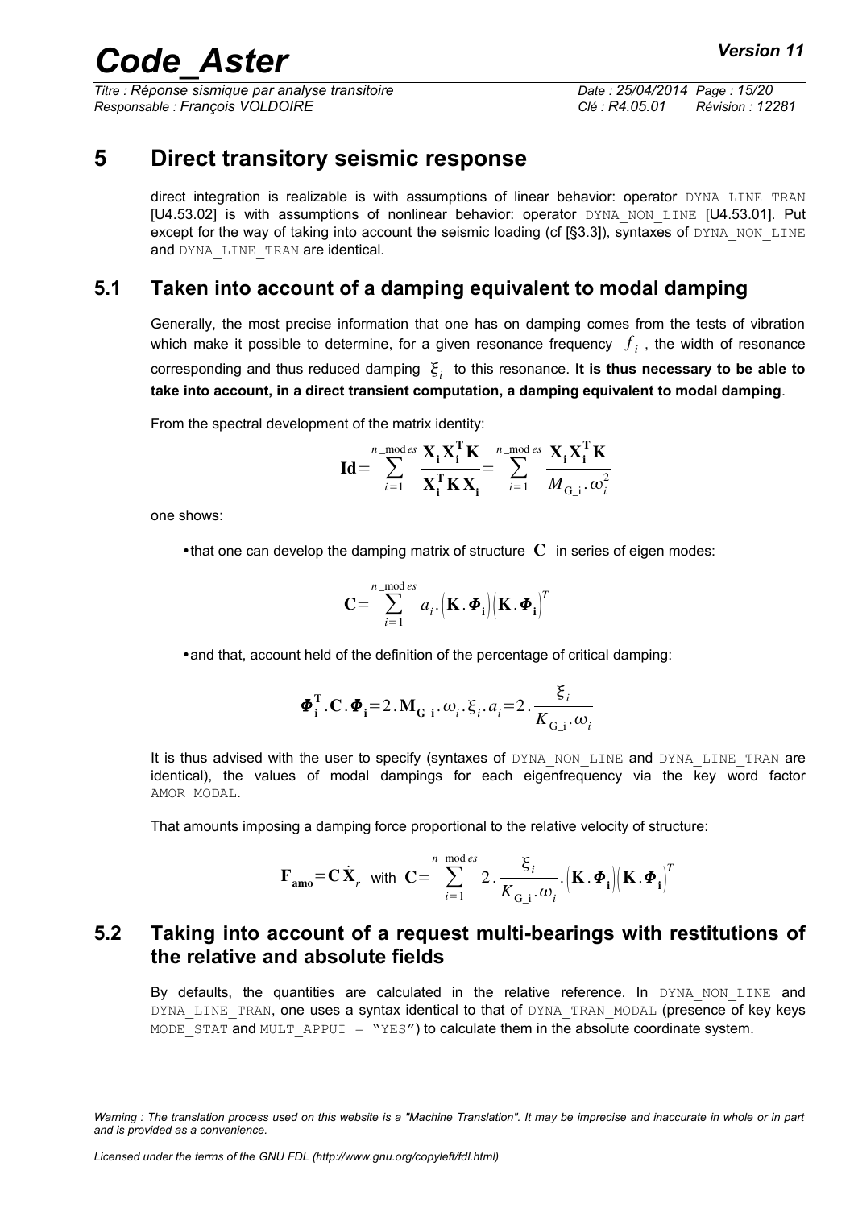# 5 Direct transitory seismic response

direct integration is realizable is with assumptions of linear behavior: operator DYNA_LINE_TRAN [U4.53.02] is with assumptions of nonlinear behavior: operator DYNA_NON_LINE [U4.53.01]. Put except for the way of taking into account the seismic loading (cf [§3.3]), syntaxes of DYNA_NON_LINE and DYNA_LINE_TRAN are identical.

## 5.1 Taken into account of a damping equivalent to modal damping

Generally, the most precise information that one has on damping comes from the tests of vibration which make it possible to determine, for a given resonance frequency $f_i$ , the width of resonance corresponding and thus reduced damping $\xi_i$ to this resonance. **It is thus necessary to be able to take into account, in a direct transient computation, a damping equivalent to modal damping**.

From the spectral development of the matrix identity:

$$\mathbf{Id}=\sum_{i=1}^{n\_modes}\frac{\mathbf{X_i}\mathbf{X_i^T}\mathbf{K}}{\mathbf{X_i^T}\mathbf{K}\mathbf{X_i}}=\sum_{i=1}^{n\_modes}\frac{\mathbf{X_i}\mathbf{X_i^T}\mathbf{K}}{M_{G\_i}.\omega_i^2}$$

one shows:

- that one can develop the damping matrix of structure $\mathbf{C}$ in series of eigen modes:

$$\mathbf{C}=\sum_{i=1}^{n\_modes}a_i.\left(\mathbf{K}.\boldsymbol{\Phi}_\mathbf{i}\right)\left(\mathbf{K}.\boldsymbol{\Phi}_\mathbf{i}\right)^T$$

- and that, account held of the definition of the percentage of critical damping:

$$\boldsymbol{\Phi}_\mathbf{i}^\mathbf{T}.\mathbf{C}.\boldsymbol{\Phi}_\mathbf{i}=2.\mathbf{M}_\mathbf{G\_i}.\omega_i.\xi_i.a_i=2.\frac{\xi_i}{K_{G\_i}.\omega_i}$$

It is thus advised with the user to specify (syntaxes of DYNA_NON_LINE and DYNA_LINE_TRAN are identical), the values of modal dampings for each eigenfrequency via the key word factor AMOR_MODAL.

That amounts imposing a damping force proportional to the relative velocity of structure:

$$\mathbf{F_{amo}}=\mathbf{C}\dot{\mathbf{X}}_r \quad \text{with} \quad \mathbf{C}=\sum_{i=1}^{n\_modes}2.\frac{\xi_i}{K_{G\_i}.\omega_i}.\left(\mathbf{K}.\boldsymbol{\Phi}_\mathbf{i}\right)\left(\mathbf{K}.\boldsymbol{\Phi}_\mathbf{i}\right)^T$$

## 5.2 Taking into account of a request multi-bearings with restitutions of the relative and absolute fields

By defaults, the quantities are calculated in the relative reference. In DYNA_NON_LINE and DYNA_LINE_TRAN, one uses a syntax identical to that of DYNA_TRAN_MODAL (presence of key keys MODE_STAT and MULT_APPUI = "YES") to calculate them in the absolute coordinate system.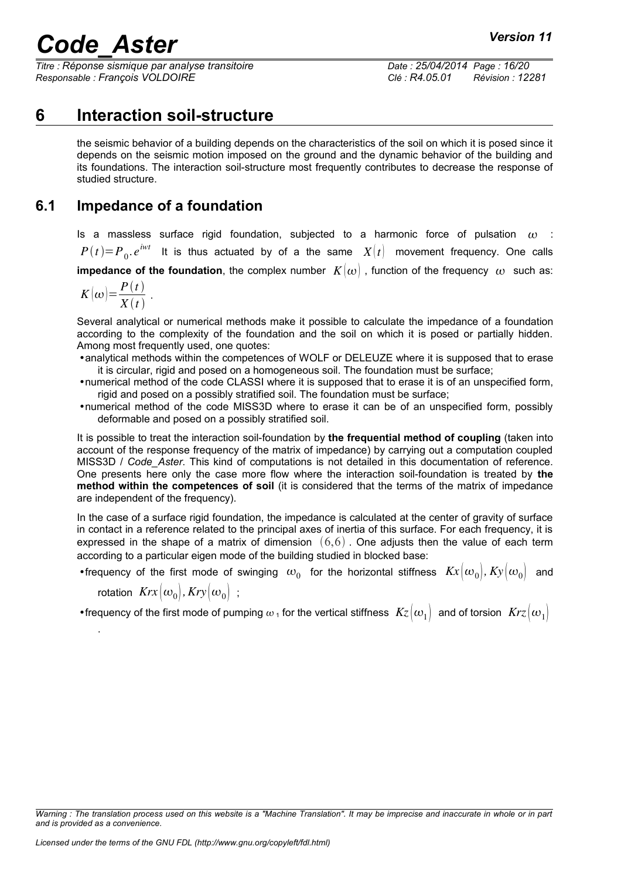# 6 Interaction soil-structure

the seismic behavior of a building depends on the characteristics of the soil on which it is posed since it depends on the seismic motion imposed on the ground and the dynamic behavior of the building and its foundations. The interaction soil-structure most frequently contributes to decrease the response of studied structure.

## 6.1 Impedance of a foundation

Is a massless surface rigid foundation, subjected to a harmonic force of pulsation $\omega$ : $P(t)=P_0 . e^{iwt}$ It is thus actuated by of a the same $X(t)$ movement frequency. One calls **impedance of the foundation**, the complex number $K(\omega)$, function of the frequency $\omega$ such as: $K(\omega)=\frac{P(t)}{X(t)}$.

Several analytical or numerical methods make it possible to calculate the impedance of a foundation according to the complexity of the foundation and the soil on which it is posed or partially hidden. Among most frequently used, one quotes:

- analytical methods within the competences of WOLF or DELEUZE where it is supposed that to erase it is circular, rigid and posed on a homogeneous soil. The foundation must be surface;
- numerical method of the code CLASSI where it is supposed that to erase it is of an unspecified form, rigid and posed on a possibly stratified soil. The foundation must be surface;
- numerical method of the code MISS3D where to erase it can be of an unspecified form, possibly deformable and posed on a possibly stratified soil.

It is possible to treat the interaction soil-foundation by **the frequential method of coupling** (taken into account of the response frequency of the matrix of impedance) by carrying out a computation coupled MISS3D / *Code_Aster*. This kind of computations is not detailed in this documentation of reference. One presents here only the case more flow where the interaction soil-foundation is treated by **the method within the competences of soil** (it is considered that the terms of the matrix of impedance are independent of the frequency).

In the case of a surface rigid foundation, the impedance is calculated at the center of gravity of surface in contact in a reference related to the principal axes of inertia of this surface. For each frequency, it is expressed in the shape of a matrix of dimension $(6,6)$. One adjusts then the value of each term according to a particular eigen mode of the building studied in blocked base:

- frequency of the first mode of swinging $\omega_0$ for the horizontal stiffness $Kx(\omega_0), Ky(\omega_0)$ and rotation $Krx(\omega_0), Kry(\omega_0)$ ;
- frequency of the first mode of pumping $\omega_1$ for the vertical stiffness $Kz(\omega_1)$ and of torsion $Krz(\omega_1)$ .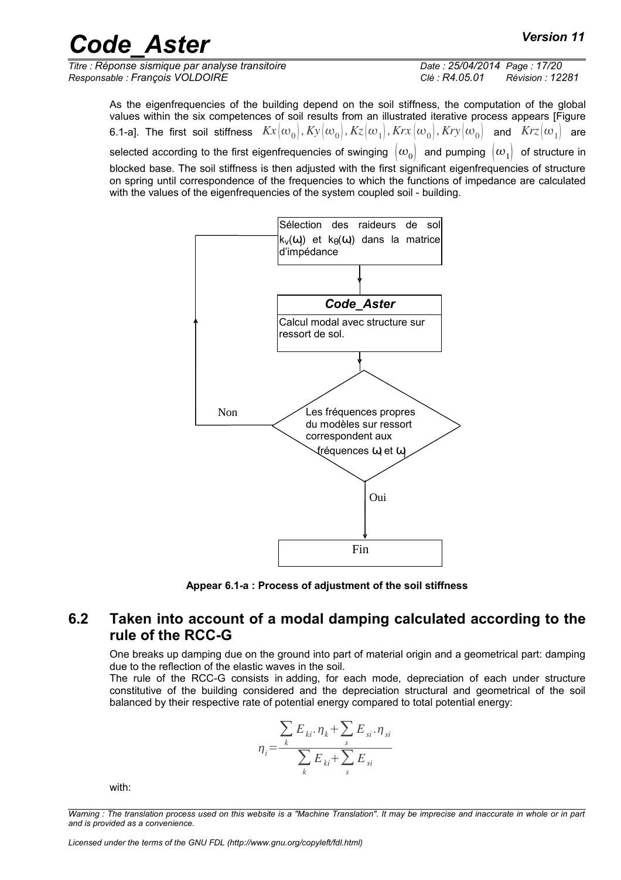As the eigenfrequencies of the building depend on the soil stiffness, the computation of the global values within the six competences of soil results from an illustrated iterative process appears [Figure 6.1-a]. The first soil stiffness $Kx(\omega_0), Ky(\omega_0), Kz(\omega_1), Krx(\omega_0), Kry(\omega_0)$ and $Krz(\omega_1)$ are selected according to the first eigenfrequencies of swinging $(\omega_0)$ and pumping $(\omega_1)$ of structure in blocked base. The soil stiffness is then adjusted with the first significant eigenfrequencies of structure on spring until correspondence of the frequencies to which the functions of impedance are calculated with the values of the eigenfrequencies of the system coupled soil - building.

Sélection des raideurs de sol $k_v(\omega_i)$ et $k_\theta(\omega_j)$ dans la matrice d'impédance

***Code_Aster***

Calcul modal avec structure sur ressort de sol.

Les fréquences propres du modèles sur ressort correspondent aux fréquences $\omega_i$ et $\omega_j$

Non

Oui

Fin

**Appear 6.1-a : Process of adjustment of the soil stiffness**

## 6.2 Taken into account of a modal damping calculated according to the rule of the RCC-G

One breaks up damping due on the ground into part of material origin and a geometrical part: damping due to the reflection of the elastic waves in the soil.

The rule of the RCC-G consists in adding, for each mode, depreciation of each under structure constitutive of the building considered and the depreciation structural and geometrical of the soil balanced by their respective rate of potential energy compared to total potential energy:

$$\eta_i = \frac{\sum_k E_{ki} . \eta_k + \sum_s E_{si} . \eta_{si}}{\sum_k E_{ki} + \sum_s E_{si}}$$

with: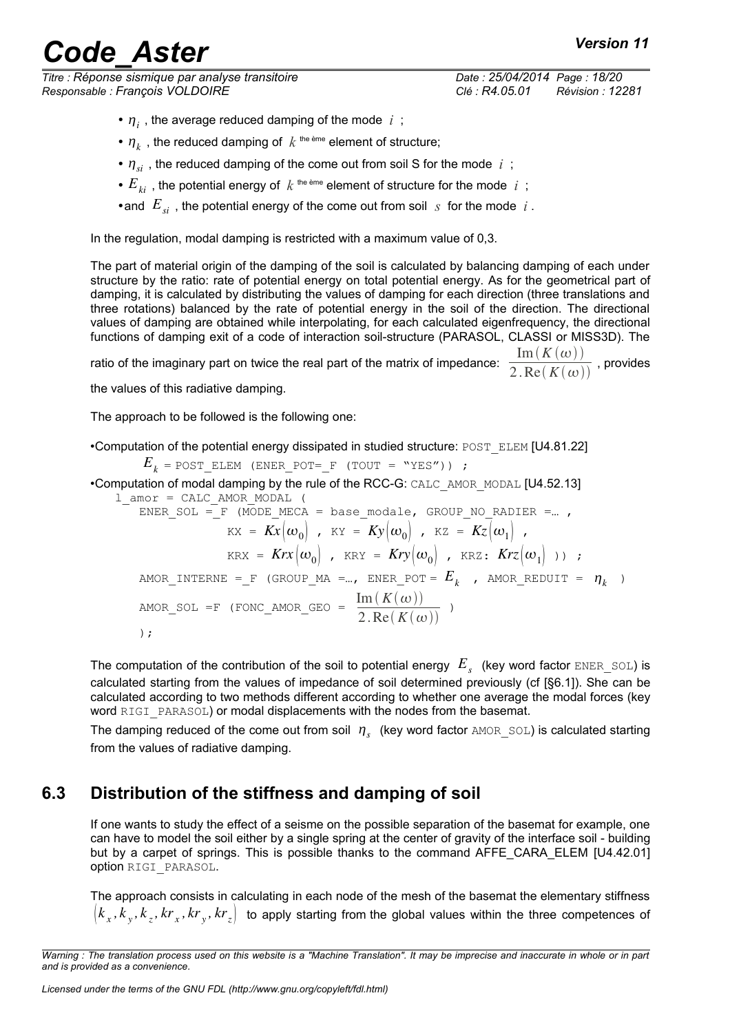- $\eta_i$ , the average reduced damping of the mode $i$ ;
- $\eta_k$ , the reduced damping of $k$ the ème element of structure;
- $\eta_{si}$ , the reduced damping of the come out from soil S for the mode $i$ ;
- $E_{ki}$ , the potential energy of $k$ the ème element of structure for the mode $i$ ;
- and $E_{si}$ , the potential energy of the come out from soil $s$ for the mode $i$ .

In the regulation, modal damping is restricted with a maximum value of 0,3.

The part of material origin of the damping of the soil is calculated by balancing damping of each under structure by the ratio: rate of potential energy on total potential energy. As for the geometrical part of damping, it is calculated by distributing the values of damping for each direction (three translations and three rotations) balanced by the rate of potential energy in the soil of the direction. The directional values of damping are obtained while interpolating, for each calculated eigenfrequency, the directional functions of damping exit of a code of interaction soil-structure (PARASOL, CLASSI or MISS3D). The ratio of the imaginary part on twice the real part of the matrix of impedance: $\frac{\operatorname{Im}(K(\omega))}{2.\operatorname{Re}(K(\omega))}$ , provides the values of this radiative damping.

The approach to be followed is the following one:

- Computation of the potential energy dissipated in studied structure: POST_ELEM [U4.81.22]

  $E_k$ = POST_ELEM (ENER_POT=_F (TOUT = "YES")) ;

- Computation of modal damping by the rule of the RCC-G: CALC_AMOR_MODAL [U4.52.13]

```
l_amor = CALC_AMOR_MODAL (
    ENER_SOL =_F (MODE_MECA = base_modale, GROUP_NO_RADIER =… ,
                 KX = Kx(ω0) , KY = Ky(ω0) , KZ = Kz(ω1) ,
                 KRX = Krx(ω0) , KRY = Kry(ω0) , KRZ: Krz(ω1) )) ;
    AMOR_INTERNE =_F (GROUP_MA =…, ENER_POT = Ek , AMOR_REDUIT = ηk )
    AMOR_SOL =F (FONC_AMOR_GEO = Im(K(ω)) / (2.Re(K(ω))) )
    );
```

The computation of the contribution of the soil to potential energy $E_s$ (key word factor ENER_SOL) is calculated starting from the values of impedance of soil determined previously (cf [§6.1]). She can be calculated according to two methods different according to whether one average the modal forces (key word RIGI_PARASOL) or modal displacements with the nodes from the basemat.

The damping reduced of the come out from soil $\eta_s$ (key word factor AMOR_SOL) is calculated starting from the values of radiative damping.

## 6.3 Distribution of the stiffness and damping of soil

If one wants to study the effect of a seisme on the possible separation of the basemat for example, one can have to model the soil either by a single spring at the center of gravity of the interface soil - building but by a carpet of springs. This is possible thanks to the command AFFE_CARA_ELEM [U4.42.01] option RIGI_PARASOL.

The approach consists in calculating in each node of the mesh of the basemat the elementary stiffness $\left(k_x, k_y, k_z, kr_x, kr_y, kr_z\right)$ to apply starting from the global values within the three competences of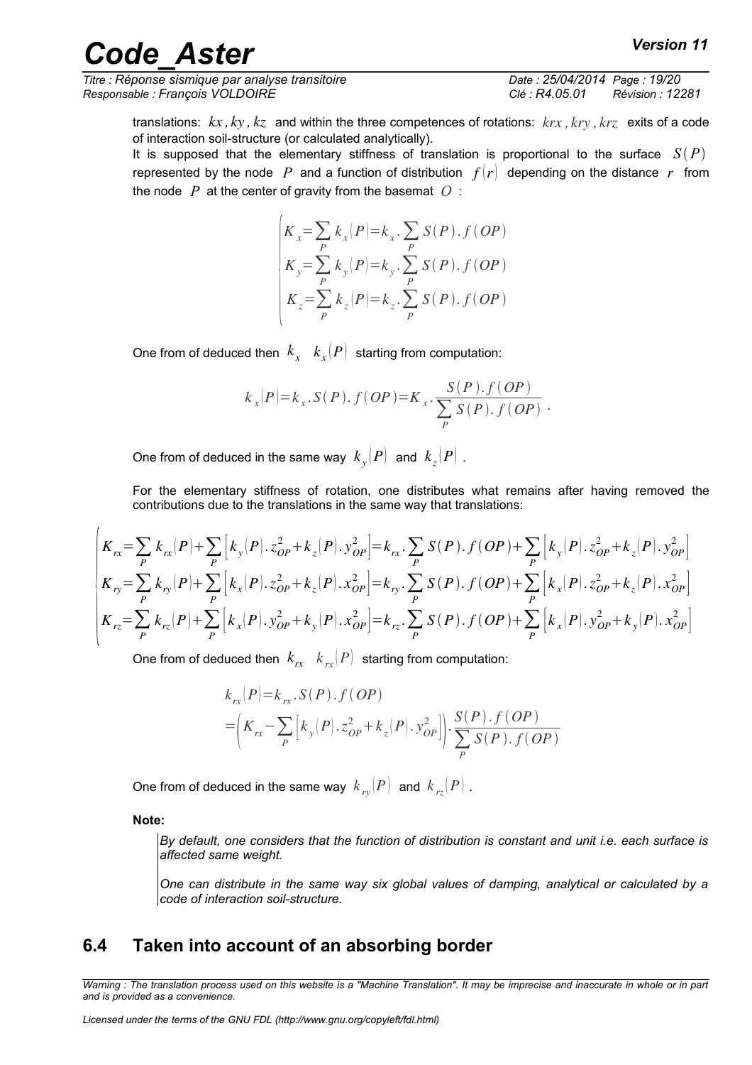translations: $kx, ky, kz$ and within the three competences of rotations: $krx, kry, krz$ exits of a code of interaction soil-structure (or calculated analytically).

It is supposed that the elementary stiffness of translation is proportional to the surface $S(P)$ represented by the node $P$ and a function of distribution $f(r)$ depending on the distance $r$ from the node $P$ at the center of gravity from the basemat $O$ :

$$\begin{cases} K_x = \sum_P k_x(P) = k_x . \sum_P S(P) . f(OP) \\ K_y = \sum_P k_y(P) = k_y . \sum_P S(P) . f(OP) \\ K_z = \sum_P k_z(P) = k_z . \sum_P S(P) . f(OP) \end{cases}$$

One from of deduced then $k_x$ $k_x(P)$ starting from computation:

$$k_x(P) = k_x . S(P) . f(OP) = K_x . \frac{S(P) . f(OP)}{\sum_P S(P) . f(OP)} .$$

One from of deduced in the same way $k_y(P)$ and $k_z(P)$ .

For the elementary stiffness of rotation, one distributes what remains after having removed the contributions due to the translations in the same way that translations:

$$\begin{cases} K_{rx} = \sum_P k_{rx}(P) + \sum_P \left[ k_y(P) . z_{OP}^2 + k_z(P) . y_{OP}^2 \right] = k_{rx} . \sum_P S(P) . f(OP) + \sum_P \left[ k_y(P) . z_{OP}^2 + k_z(P) . y_{OP}^2 \right] \\ K_{ry} = \sum_P k_{ry}(P) + \sum_P \left[ k_x(P) . z_{OP}^2 + k_z(P) . x_{OP}^2 \right] = k_{ry} . \sum_P S(P) . f(OP) + \sum_P \left[ k_x(P) . z_{OP}^2 + k_z(P) . x_{OP}^2 \right] \\ K_{rz} = \sum_P k_{rz}(P) + \sum_P \left[ k_x(P) . y_{OP}^2 + k_y(P) . x_{OP}^2 \right] = k_{rz} . \sum_P S(P) . f(OP) + \sum_P \left[ k_x(P) . y_{OP}^2 + k_y(P) . x_{OP}^2 \right] \end{cases}$$

One from of deduced then $k_{rx}$ $k_{rx}(P)$ starting from computation:

$$\begin{aligned} k_{rx}(P) &= k_{rx} . S(P) . f(OP) \\ &= \left( K_{rx} - \sum_P \left[ k_y(P) . z_{OP}^2 + k_z(P) . y_{OP}^2 \right] \right) . \frac{S(P) . f(OP)}{\sum_P S(P) . f(OP)} \end{aligned}$$

One from of deduced in the same way $k_{ry}(P)$ and $k_{rz}(P)$ .

**Note:**

*By default, one considers that the function of distribution is constant and unit i.e. each surface is affected same weight.*

*One can distribute in the same way six global values of damping, analytical or calculated by a code of interaction soil-structure.*

## 6.4 Taken into account of an absorbing border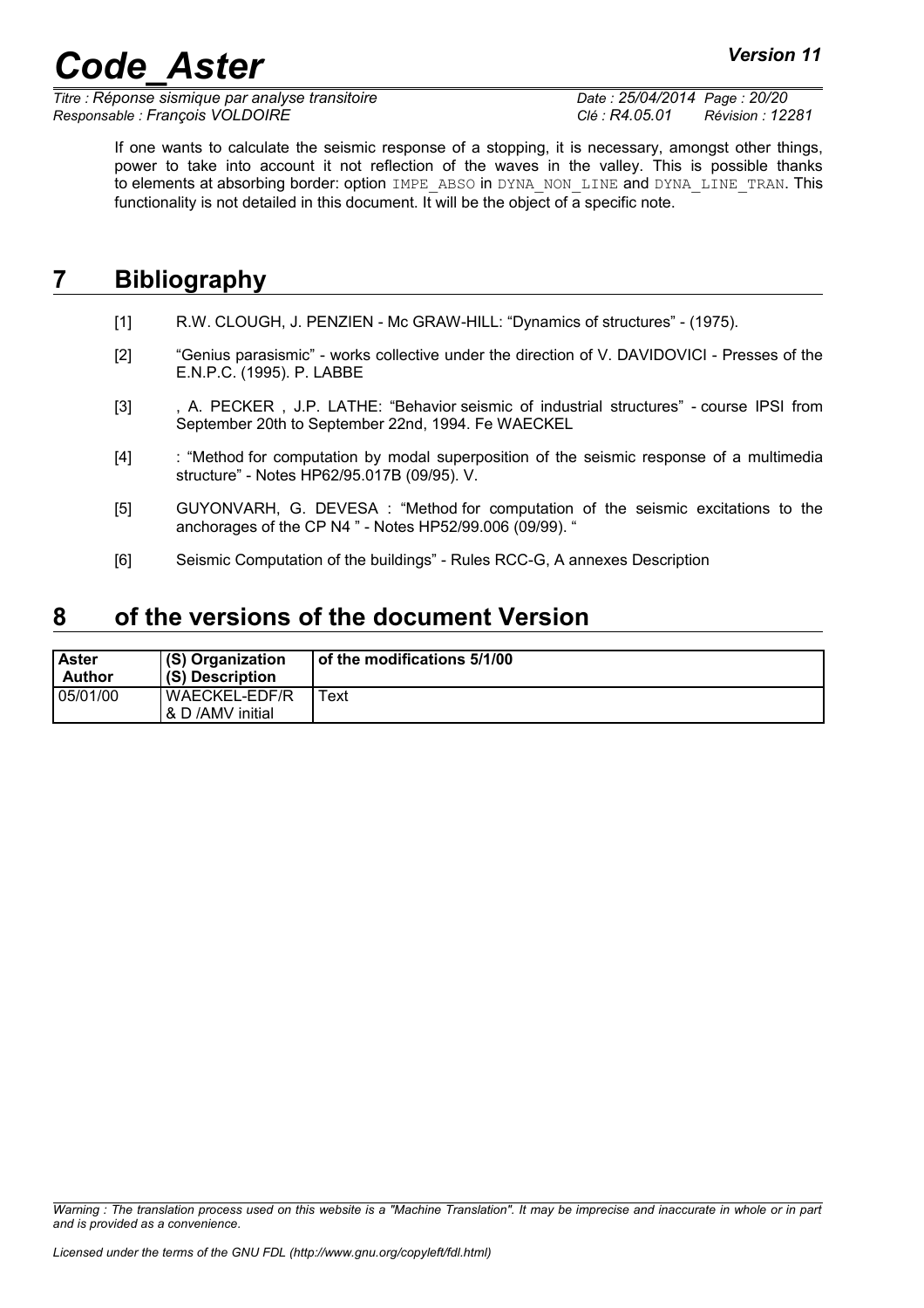If one wants to calculate the seismic response of a stopping, it is necessary, amongst other things, power to take into account it not reflection of the waves in the valley. This is possible thanks to elements at absorbing border: option IMPE_ABSO in DYNA_NON_LINE and DYNA_LINE_TRAN. This functionality is not detailed in this document. It will be the object of a specific note.

# 7 Bibliography

[1] R.W. CLOUGH, J. PENZIEN - Mc GRAW-HILL: "Dynamics of structures" - (1975).

[2] "Genius parasismic" - works collective under the direction of V. DAVIDOVICI - Presses of the E.N.P.C. (1995). P. LABBE

[3] , A. PECKER , J.P. LATHE: "Behavior seismic of industrial structures" - course IPSI from September 20th to September 22nd, 1994. Fe WAECKEL

[4] : "Method for computation by modal superposition of the seismic response of a multimedia structure" - Notes HP62/95.017B (09/95). V.

[5] GUYONVARH, G. DEVESA : "Method for computation of the seismic excitations to the anchorages of the CP N4 " - Notes HP52/99.006 (09/99). "

[6] Seismic Computation of the buildings" - Rules RCC-G, A annexes Description

# 8 of the versions of the document Version

| Aster Author | (S) Organization (S) Description | of the modifications 5/1/00 |
|---|---|---|
| 05/01/00 | WAECKEL-EDF/R & D /AMV initial | Text |